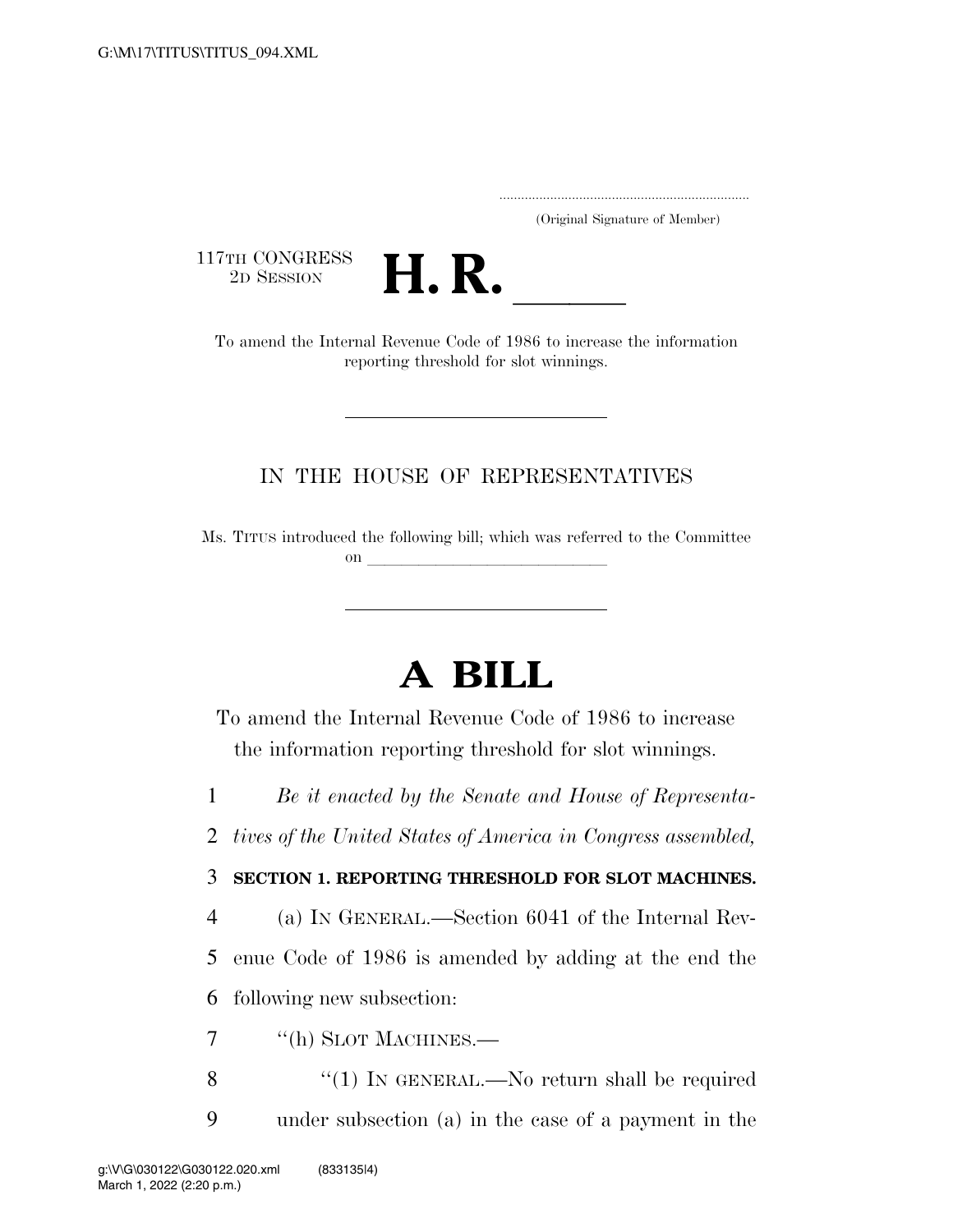(Original Signature of Member)

117TH CONGRESS
2D SESSION

# H. R. \_\_\_\_\_

To amend the Internal Revenue Code of 1986 to increase the information reporting threshold for slot winnings.

IN THE HOUSE OF REPRESENTATIVES

Ms. TITUS introduced the following bill; which was referred to the Committee on \_\_\_\_\_\_\_\_\_\_\_\_\_\_\_\_\_\_\_\_\_\_\_\_\_\_

# A BILL

To amend the Internal Revenue Code of 1986 to increase the information reporting threshold for slot winnings.

1 *Be it enacted by the Senate and House of Representa-*
2 *tives of the United States of America in Congress assembled,*

3 **SECTION 1. REPORTING THRESHOLD FOR SLOT MACHINES.**

4 (a) IN GENERAL.—Section 6041 of the Internal Rev-
5 enue Code of 1986 is amended by adding at the end the
6 following new subsection:

7 "(h) SLOT MACHINES.—

8 "(1) IN GENERAL.—No return shall be required
9 under subsection (a) in the case of a payment in the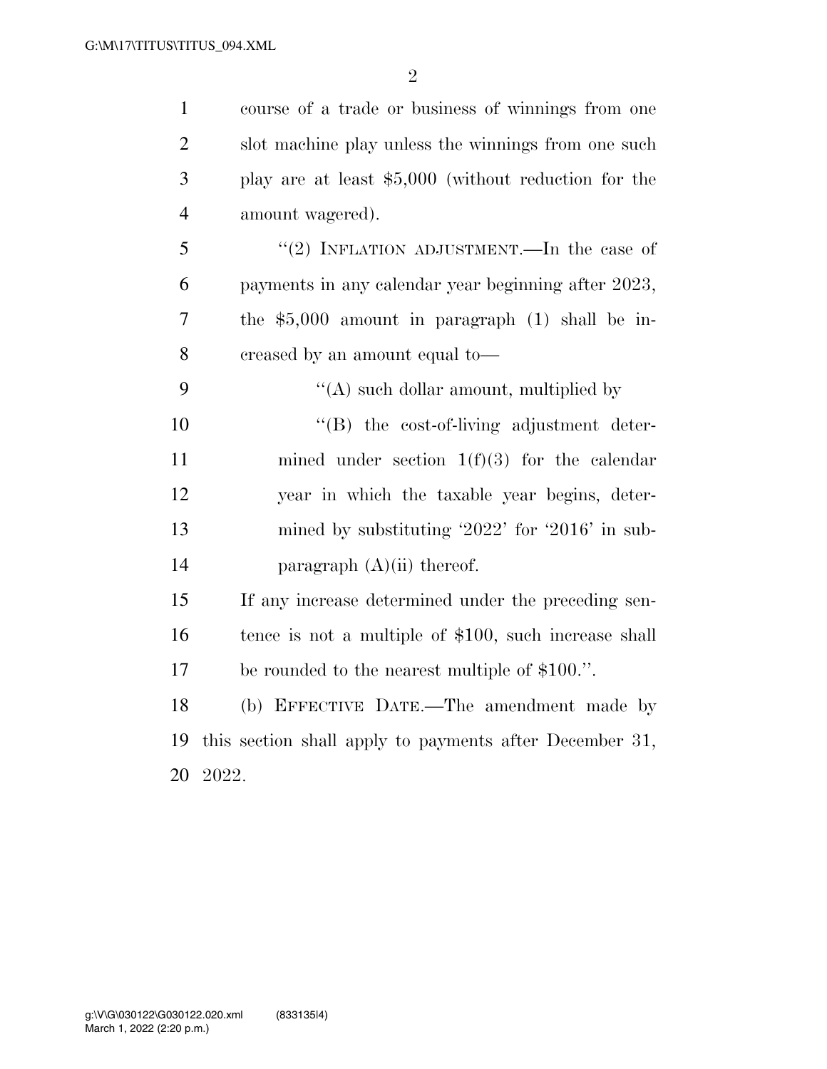course of a trade or business of winnings from one slot machine play unless the winnings from one such play are at least $5,000 (without reduction for the amount wagered).

"(2) INFLATION ADJUSTMENT.—In the case of payments in any calendar year beginning after 2023, the $5,000 amount in paragraph (1) shall be increased by an amount equal to—

"(A) such dollar amount, multiplied by

"(B) the cost-of-living adjustment determined under section 1(f)(3) for the calendar year in which the taxable year begins, determined by substituting '2022' for '2016' in subparagraph (A)(ii) thereof.

If any increase determined under the preceding sentence is not a multiple of $100, such increase shall be rounded to the nearest multiple of $100.".

(b) EFFECTIVE DATE.—The amendment made by this section shall apply to payments after December 31, 2022.